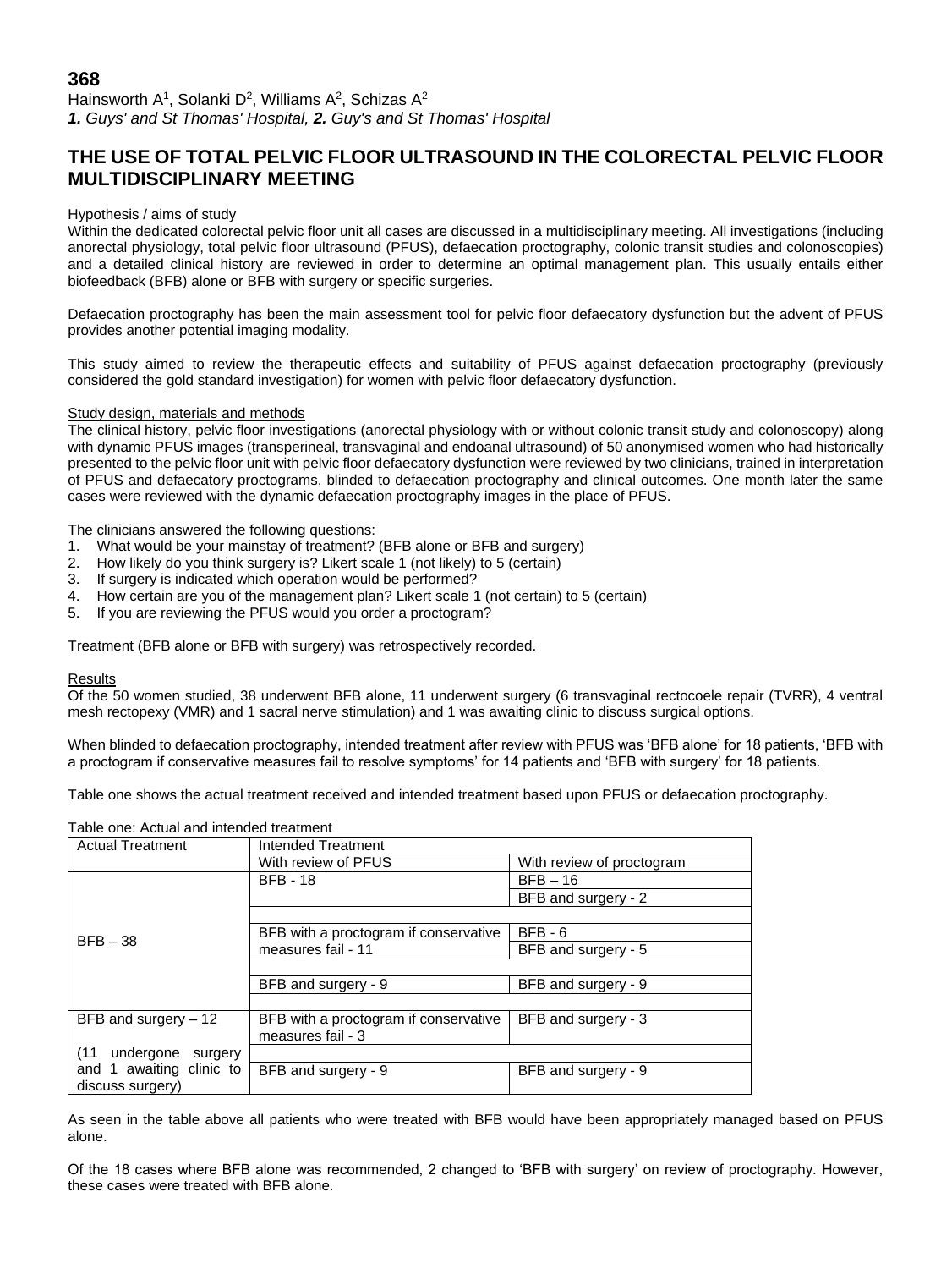**368**

Hainsworth A[1], Solanki D[2], Williams A[2], Schizas A[2]

***1.** Guys' and St Thomas' Hospital, **2.** Guy's and St Thomas' Hospital*

# THE USE OF TOTAL PELVIC FLOOR ULTRASOUND IN THE COLORECTAL PELVIC FLOOR MULTIDISCIPLINARY MEETING

## Hypothesis / aims of study

Within the dedicated colorectal pelvic floor unit all cases are discussed in a multidisciplinary meeting. All investigations (including anorectal physiology, total pelvic floor ultrasound (PFUS), defaecation proctography, colonic transit studies and colonoscopies) and a detailed clinical history are reviewed in order to determine an optimal management plan. This usually entails either biofeedback (BFB) alone or BFB with surgery or specific surgeries.

Defaecation proctography has been the main assessment tool for pelvic floor defaecatory dysfunction but the advent of PFUS provides another potential imaging modality.

This study aimed to review the therapeutic effects and suitability of PFUS against defaecation proctography (previously considered the gold standard investigation) for women with pelvic floor defaecatory dysfunction.

## Study design, materials and methods

The clinical history, pelvic floor investigations (anorectal physiology with or without colonic transit study and colonoscopy) along with dynamic PFUS images (transperineal, transvaginal and endoanal ultrasound) of 50 anonymised women who had historically presented to the pelvic floor unit with pelvic floor defaecatory dysfunction were reviewed by two clinicians, trained in interpretation of PFUS and defaecatory proctograms, blinded to defaecation proctography and clinical outcomes. One month later the same cases were reviewed with the dynamic defaecation proctography images in the place of PFUS.

The clinicians answered the following questions:

1. What would be your mainstay of treatment? (BFB alone or BFB and surgery)
2. How likely do you think surgery is? Likert scale 1 (not likely) to 5 (certain)
3. If surgery is indicated which operation would be performed?
4. How certain are you of the management plan? Likert scale 1 (not certain) to 5 (certain)
5. If you are reviewing the PFUS would you order a proctogram?

Treatment (BFB alone or BFB with surgery) was retrospectively recorded.

## Results

Of the 50 women studied, 38 underwent BFB alone, 11 underwent surgery (6 transvaginal rectocoele repair (TVRR), 4 ventral mesh rectopexy (VMR) and 1 sacral nerve stimulation) and 1 was awaiting clinic to discuss surgical options.

When blinded to defaecation proctography, intended treatment after review with PFUS was 'BFB alone' for 18 patients, 'BFB with a proctogram if conservative measures fail to resolve symptoms' for 14 patients and 'BFB with surgery' for 18 patients.

Table one shows the actual treatment received and intended treatment based upon PFUS or defaecation proctography.

Table one: Actual and intended treatment

| Actual Treatment | Intended Treatment | |
|---|---|---|
| | With review of PFUS | With review of proctogram |
| BFB – 38 | BFB - 18 | BFB – 16 |
| | | BFB and surgery - 2 |
| | BFB with a proctogram if conservative measures fail - 11 | BFB - 6 |
| | | BFB and surgery - 5 |
| | BFB and surgery - 9 | BFB and surgery - 9 |
| BFB and surgery – 12 (11 undergone surgery and 1 awaiting clinic to discuss surgery) | BFB with a proctogram if conservative measures fail - 3 | BFB and surgery - 3 |
| | BFB and surgery - 9 | BFB and surgery - 9 |

As seen in the table above all patients who were treated with BFB would have been appropriately managed based on PFUS alone.

Of the 18 cases where BFB alone was recommended, 2 changed to 'BFB with surgery' on review of proctography. However, these cases were treated with BFB alone.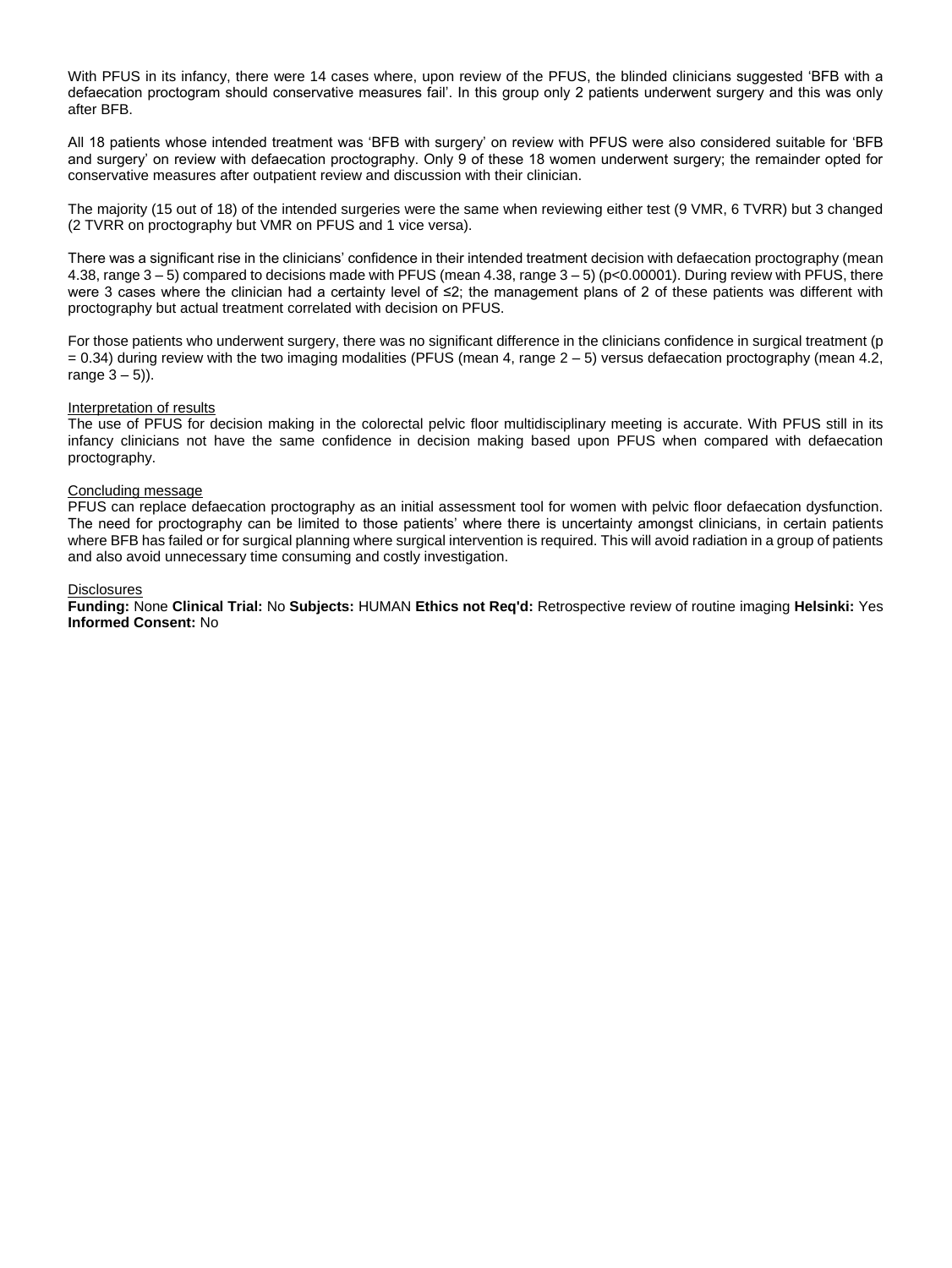With PFUS in its infancy, there were 14 cases where, upon review of the PFUS, the blinded clinicians suggested 'BFB with a defaecation proctogram should conservative measures fail'. In this group only 2 patients underwent surgery and this was only after BFB.

All 18 patients whose intended treatment was 'BFB with surgery' on review with PFUS were also considered suitable for 'BFB and surgery' on review with defaecation proctography. Only 9 of these 18 women underwent surgery; the remainder opted for conservative measures after outpatient review and discussion with their clinician.

The majority (15 out of 18) of the intended surgeries were the same when reviewing either test (9 VMR, 6 TVRR) but 3 changed (2 TVRR on proctography but VMR on PFUS and 1 vice versa).

There was a significant rise in the clinicians' confidence in their intended treatment decision with defaecation proctography (mean 4.38, range 3 – 5) compared to decisions made with PFUS (mean 4.38, range 3 – 5) ($p<0.00001$). During review with PFUS, there were 3 cases where the clinician had a certainty level of ≤2; the management plans of 2 of these patients was different with proctography but actual treatment correlated with decision on PFUS.

For those patients who underwent surgery, there was no significant difference in the clinicians confidence in surgical treatment ($p = 0.34$) during review with the two imaging modalities (PFUS (mean 4, range 2 – 5) versus defaecation proctography (mean 4.2, range 3 – 5)).

## Interpretation of results

The use of PFUS for decision making in the colorectal pelvic floor multidisciplinary meeting is accurate. With PFUS still in its infancy clinicians not have the same confidence in decision making based upon PFUS when compared with defaecation proctography.

## Concluding message

PFUS can replace defaecation proctography as an initial assessment tool for women with pelvic floor defaecation dysfunction. The need for proctography can be limited to those patients' where there is uncertainty amongst clinicians, in certain patients where BFB has failed or for surgical planning where surgical intervention is required. This will avoid radiation in a group of patients and also avoid unnecessary time consuming and costly investigation.

## Disclosures

**Funding:** None **Clinical Trial:** No **Subjects:** HUMAN **Ethics not Req'd:** Retrospective review of routine imaging **Helsinki:** Yes **Informed Consent:** No